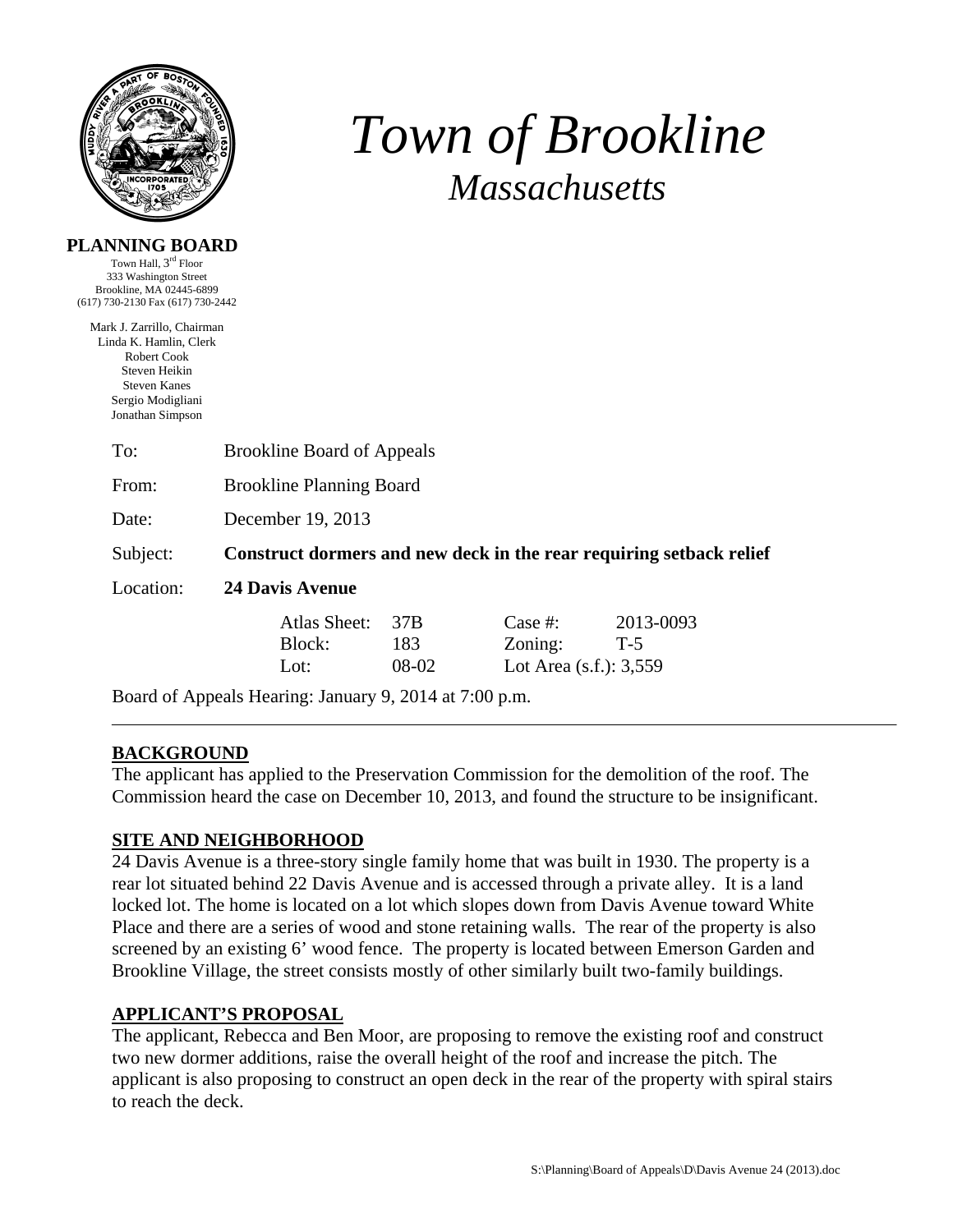# *Town of Brookline*

## *Massachusetts*

**PLANNING BOARD**
Town Hall, 3rd Floor
333 Washington Street
Brookline, MA 02445-6899
(617) 730-2130 Fax (617) 730-2442

Mark J. Zarrillo, Chairman
Linda K. Hamlin, Clerk
Robert Cook
Steven Heikin
Steven Kanes
Sergio Modigliani
Jonathan Simpson

To: Brookline Board of Appeals

From: Brookline Planning Board

Date: December 19, 2013

Subject: **Construct dormers and new deck in the rear requiring setback relief**

Location: **24 Davis Avenue**

| | | | |
|---|---|---|---|
| Atlas Sheet: | 37B | Case #: | 2013-0093 |
| Block: | 183 | Zoning: | T-5 |
| Lot: | 08-02 | Lot Area (s.f.): | 3,559 |

Board of Appeals Hearing: January 9, 2014 at 7:00 p.m.

---

## BACKGROUND

The applicant has applied to the Preservation Commission for the demolition of the roof. The Commission heard the case on December 10, 2013, and found the structure to be insignificant.

## SITE AND NEIGHBORHOOD

24 Davis Avenue is a three-story single family home that was built in 1930. The property is a rear lot situated behind 22 Davis Avenue and is accessed through a private alley. It is a land locked lot. The home is located on a lot which slopes down from Davis Avenue toward White Place and there are a series of wood and stone retaining walls. The rear of the property is also screened by an existing 6' wood fence. The property is located between Emerson Garden and Brookline Village, the street consists mostly of other similarly built two-family buildings.

## APPLICANT'S PROPOSAL

The applicant, Rebecca and Ben Moor, are proposing to remove the existing roof and construct two new dormer additions, raise the overall height of the roof and increase the pitch. The applicant is also proposing to construct an open deck in the rear of the property with spiral stairs to reach the deck.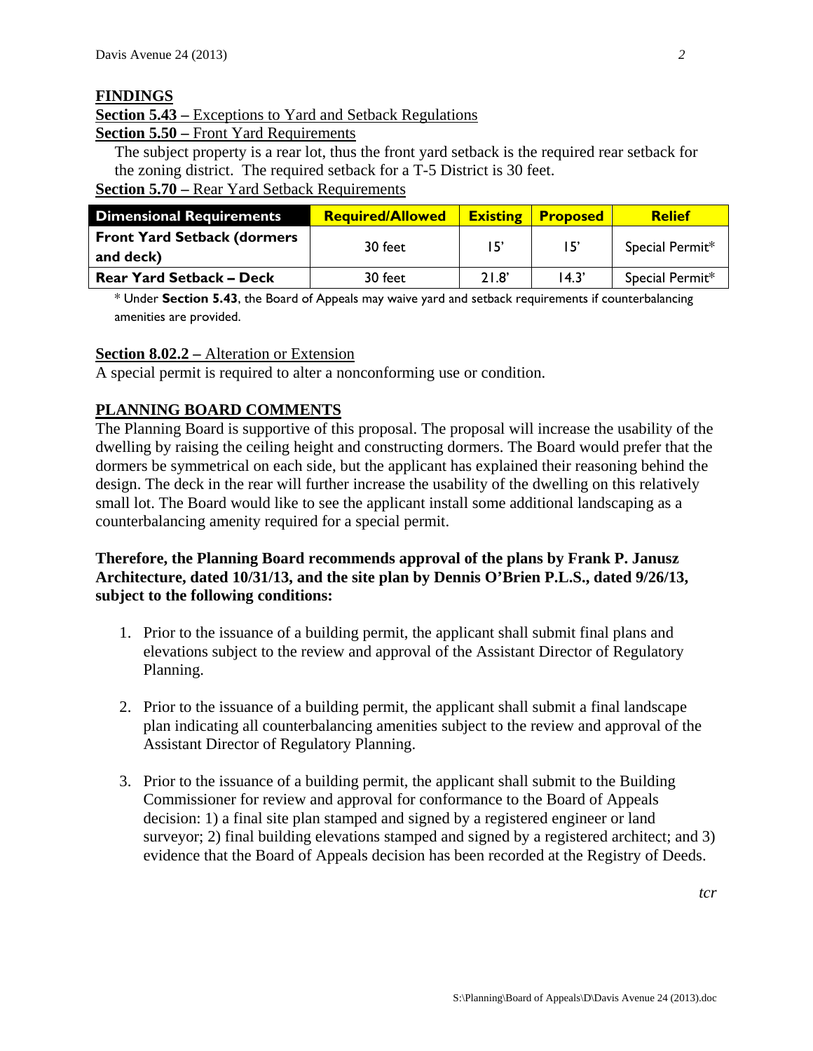## FINDINGS

**Section 5.43 –** Exceptions to Yard and Setback Regulations

**Section 5.50 –** Front Yard Requirements

The subject property is a rear lot, thus the front yard setback is the required rear setback for the zoning district. The required setback for a T-5 District is 30 feet.

**Section 5.70 –** Rear Yard Setback Requirements

| Dimensional Requirements | Required/Allowed | Existing | Proposed | Relief |
|---|---|---|---|---|
| **Front Yard Setback (dormers and deck)** | 30 feet | 15' | 15' | Special Permit* |
| **Rear Yard Setback – Deck** | 30 feet | 21.8' | 14.3' | Special Permit* |

\* Under **Section 5.43**, the Board of Appeals may waive yard and setback requirements if counterbalancing amenities are provided.

**Section 8.02.2 –** Alteration or Extension

A special permit is required to alter a nonconforming use or condition.

## PLANNING BOARD COMMENTS

The Planning Board is supportive of this proposal. The proposal will increase the usability of the dwelling by raising the ceiling height and constructing dormers. The Board would prefer that the dormers be symmetrical on each side, but the applicant has explained their reasoning behind the design. The deck in the rear will further increase the usability of the dwelling on this relatively small lot. The Board would like to see the applicant install some additional landscaping as a counterbalancing amenity required for a special permit.

**Therefore, the Planning Board recommends approval of the plans by Frank P. Janusz Architecture, dated 10/31/13, and the site plan by Dennis O'Brien P.L.S., dated 9/26/13, subject to the following conditions:**

1. Prior to the issuance of a building permit, the applicant shall submit final plans and elevations subject to the review and approval of the Assistant Director of Regulatory Planning.

2. Prior to the issuance of a building permit, the applicant shall submit a final landscape plan indicating all counterbalancing amenities subject to the review and approval of the Assistant Director of Regulatory Planning.

3. Prior to the issuance of a building permit, the applicant shall submit to the Building Commissioner for review and approval for conformance to the Board of Appeals decision: 1) a final site plan stamped and signed by a registered engineer or land surveyor; 2) final building elevations stamped and signed by a registered architect; and 3) evidence that the Board of Appeals decision has been recorded at the Registry of Deeds.

*tcr*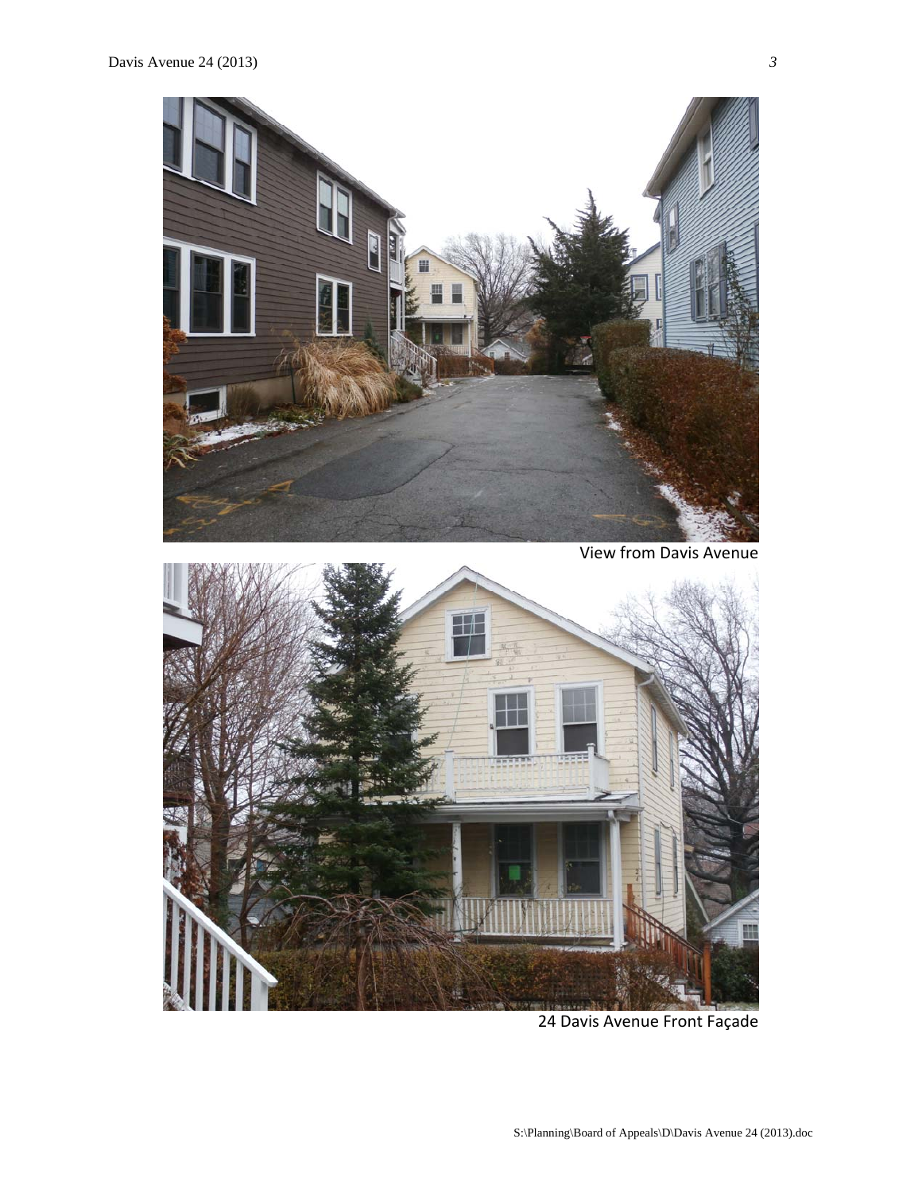View from Davis Avenue

24 Davis Avenue Front Façade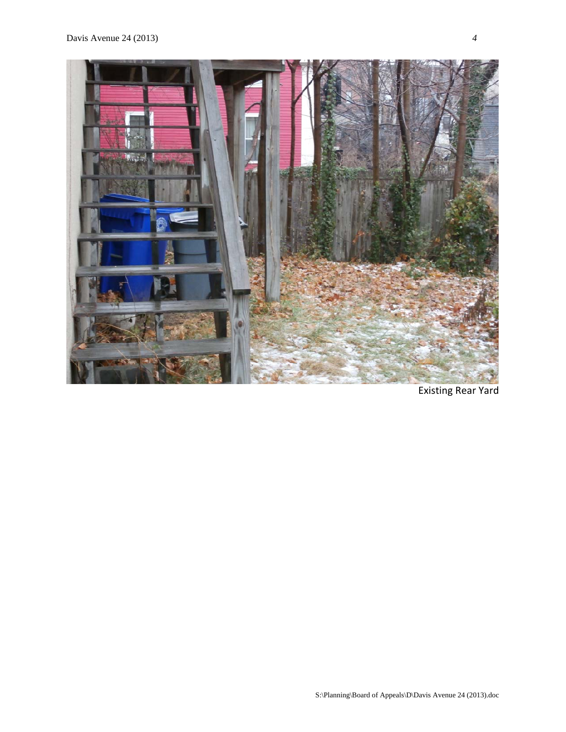Existing Rear Yard